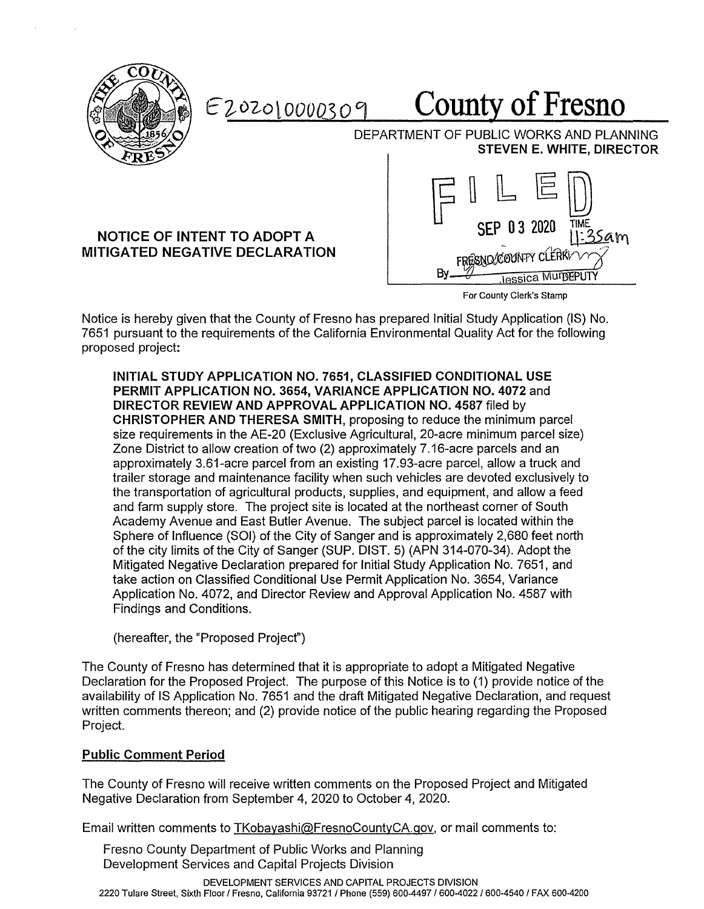E202010000309

# County of Fresno

DEPARTMENT OF PUBLIC WORKS AND PLANNING
**STEVEN E. WHITE, DIRECTOR**

## NOTICE OF INTENT TO ADOPT A MITIGATED NEGATIVE DECLARATION

FILED
SEP 03 2020 TIME 11:35am
FRESNO COUNTY CLERK
By Jessica Murr DEPUTY

For County Clerk's Stamp

Notice is hereby given that the County of Fresno has prepared Initial Study Application (IS) No. 7651 pursuant to the requirements of the California Environmental Quality Act for the following proposed project:

> **INITIAL STUDY APPLICATION NO. 7651, CLASSIFIED CONDITIONAL USE PERMIT APPLICATION NO. 3654, VARIANCE APPLICATION NO. 4072** and **DIRECTOR REVIEW AND APPROVAL APPLICATION NO. 4587** filed by **CHRISTOPHER AND THERESA SMITH**, proposing to reduce the minimum parcel size requirements in the AE-20 (Exclusive Agricultural, 20-acre minimum parcel size) Zone District to allow creation of two (2) approximately 7.16-acre parcels and an approximately 3.61-acre parcel from an existing 17.93-acre parcel, allow a truck and trailer storage and maintenance facility when such vehicles are devoted exclusively to the transportation of agricultural products, supplies, and equipment, and allow a feed and farm supply store. The project site is located at the northeast corner of South Academy Avenue and East Butler Avenue. The subject parcel is located within the Sphere of Influence (SOI) of the City of Sanger and is approximately 2,680 feet north of the city limits of the City of Sanger (SUP. DIST. 5) (APN 314-070-34). Adopt the Mitigated Negative Declaration prepared for Initial Study Application No. 7651, and take action on Classified Conditional Use Permit Application No. 3654, Variance Application No. 4072, and Director Review and Approval Application No. 4587 with Findings and Conditions.
>
> (hereafter, the "Proposed Project")

The County of Fresno has determined that it is appropriate to adopt a Mitigated Negative Declaration for the Proposed Project. The purpose of this Notice is to (1) provide notice of the availability of IS Application No. 7651 and the draft Mitigated Negative Declaration, and request written comments thereon; and (2) provide notice of the public hearing regarding the Proposed Project.

### Public Comment Period

The County of Fresno will receive written comments on the Proposed Project and Mitigated Negative Declaration from September 4, 2020 to October 4, 2020.

Email written comments to TKobayashi@FresnoCountyCA.gov, or mail comments to:

Fresno County Department of Public Works and Planning
Development Services and Capital Projects Division

DEVELOPMENT SERVICES AND CAPITAL PROJECTS DIVISION
2220 Tulare Street, Sixth Floor / Fresno, California 93721 / Phone (559) 600-4497 / 600-4022 / 600-4540 / FAX 600-4200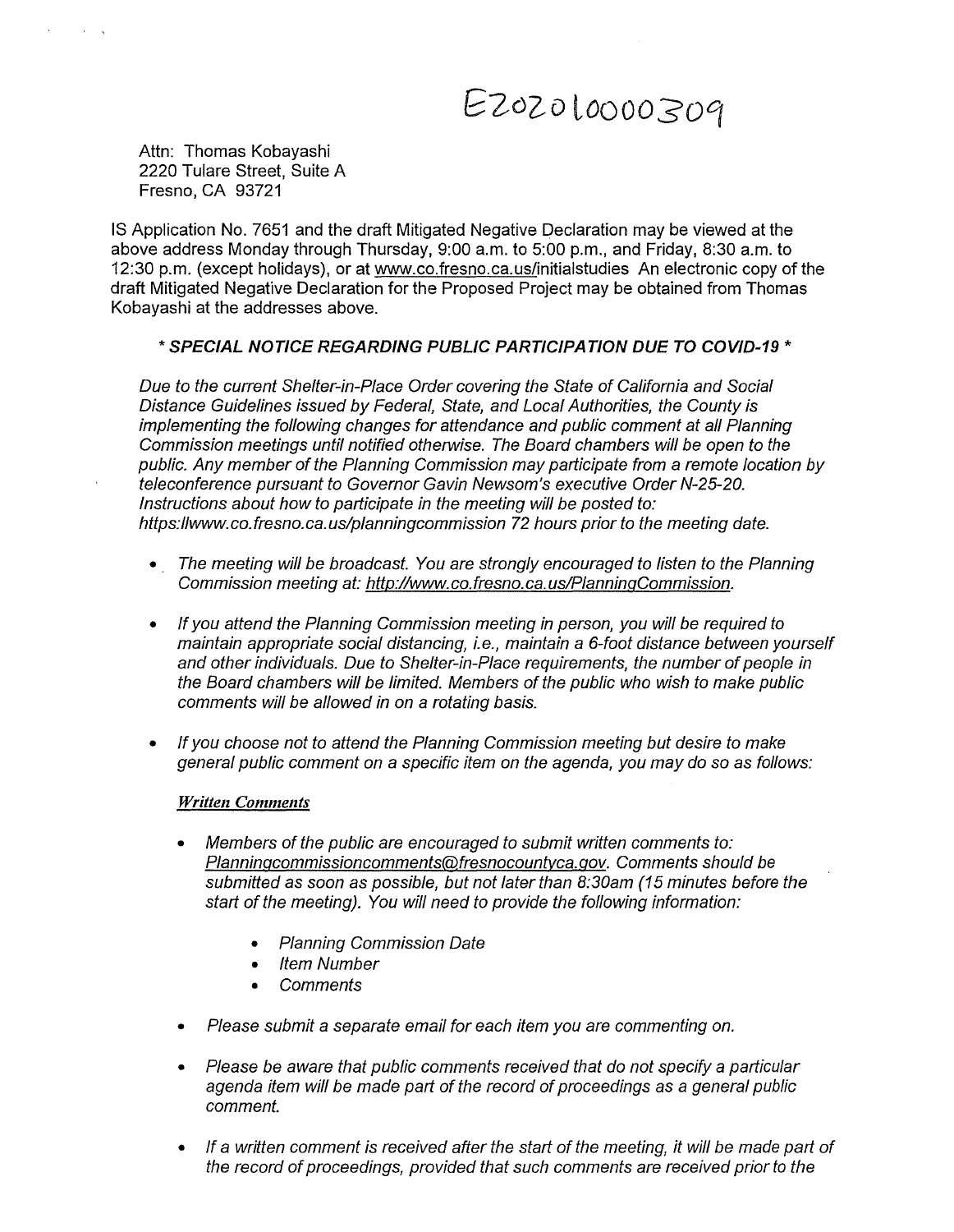E202010000309

Attn: Thomas Kobayashi
2220 Tulare Street, Suite A
Fresno, CA 93721

IS Application No. 7651 and the draft Mitigated Negative Declaration may be viewed at the above address Monday through Thursday, 9:00 a.m. to 5:00 p.m., and Friday, 8:30 a.m. to 12:30 p.m. (except holidays), or at www.co.fresno.ca.us/initialstudies An electronic copy of the draft Mitigated Negative Declaration for the Proposed Project may be obtained from Thomas Kobayashi at the addresses above.

***\* SPECIAL NOTICE REGARDING PUBLIC PARTICIPATION DUE TO COVID-19 \****

*Due to the current Shelter-in-Place Order covering the State of California and Social Distance Guidelines issued by Federal, State, and Local Authorities, the County is implementing the following changes for attendance and public comment at all Planning Commission meetings until notified otherwise. The Board chambers will be open to the public. Any member of the Planning Commission may participate from a remote location by teleconference pursuant to Governor Gavin Newsom's executive Order N-25-20. Instructions about how to participate in the meeting will be posted to: https://www.co.fresno.ca.us/planningcommission 72 hours prior to the meeting date.*

- *The meeting will be broadcast. You are strongly encouraged to listen to the Planning Commission meeting at: http://www.co.fresno.ca.us/PlanningCommission.*
- *If you attend the Planning Commission meeting in person, you will be required to maintain appropriate social distancing, i.e., maintain a 6-foot distance between yourself and other individuals. Due to Shelter-in-Place requirements, the number of people in the Board chambers will be limited. Members of the public who wish to make public comments will be allowed in on a rotating basis.*
- *If you choose not to attend the Planning Commission meeting but desire to make general public comment on a specific item on the agenda, you may do so as follows:*

***Written Comments***

- *Members of the public are encouraged to submit written comments to: Planningcommissioncomments@fresnocountyca.gov. Comments should be submitted as soon as possible, but not later than 8:30am (15 minutes before the start of the meeting). You will need to provide the following information:*
  - *Planning Commission Date*
  - *Item Number*
  - *Comments*
- *Please submit a separate email for each item you are commenting on.*
- *Please be aware that public comments received that do not specify a particular agenda item will be made part of the record of proceedings as a general public comment.*
- *If a written comment is received after the start of the meeting, it will be made part of the record of proceedings, provided that such comments are received prior to the*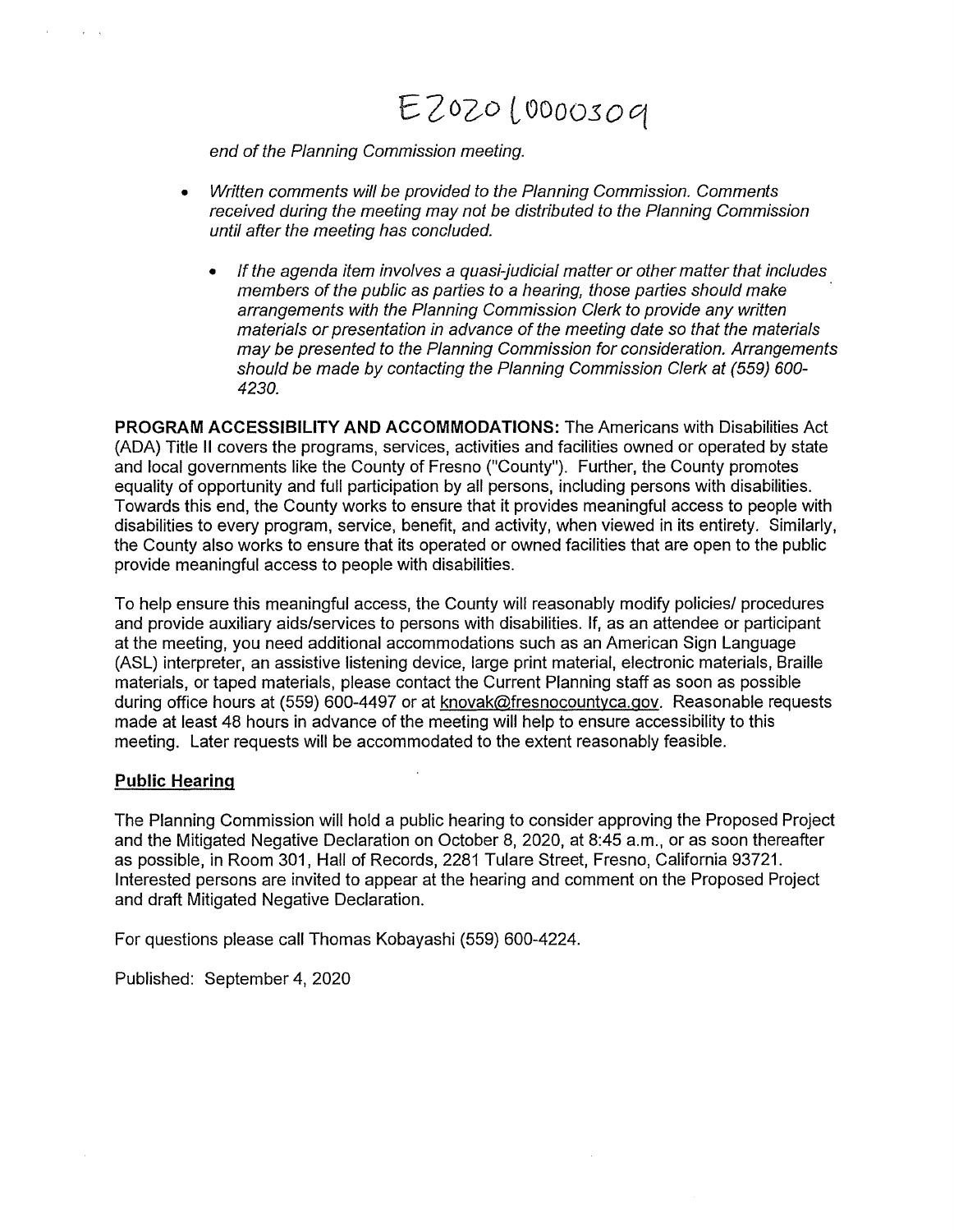E2020 10000309

*end of the Planning Commission meeting.*

- *Written comments will be provided to the Planning Commission. Comments received during the meeting may not be distributed to the Planning Commission until after the meeting has concluded.*
    - *If the agenda item involves a quasi-judicial matter or other matter that includes members of the public as parties to a hearing, those parties should make arrangements with the Planning Commission Clerk to provide any written materials or presentation in advance of the meeting date so that the materials may be presented to the Planning Commission for consideration. Arrangements should be made by contacting the Planning Commission Clerk at (559) 600-4230.*

**PROGRAM ACCESSIBILITY AND ACCOMMODATIONS:** The Americans with Disabilities Act (ADA) Title II covers the programs, services, activities and facilities owned or operated by state and local governments like the County of Fresno ("County"). Further, the County promotes equality of opportunity and full participation by all persons, including persons with disabilities. Towards this end, the County works to ensure that it provides meaningful access to people with disabilities to every program, service, benefit, and activity, when viewed in its entirety. Similarly, the County also works to ensure that its operated or owned facilities that are open to the public provide meaningful access to people with disabilities.

To help ensure this meaningful access, the County will reasonably modify policies/ procedures and provide auxiliary aids/services to persons with disabilities. If, as an attendee or participant at the meeting, you need additional accommodations such as an American Sign Language (ASL) interpreter, an assistive listening device, large print material, electronic materials, Braille materials, or taped materials, please contact the Current Planning staff as soon as possible during office hours at (559) 600-4497 or at knovak@fresnocountyca.gov. Reasonable requests made at least 48 hours in advance of the meeting will help to ensure accessibility to this meeting. Later requests will be accommodated to the extent reasonably feasible.

**Public Hearing**

The Planning Commission will hold a public hearing to consider approving the Proposed Project and the Mitigated Negative Declaration on October 8, 2020, at 8:45 a.m., or as soon thereafter as possible, in Room 301, Hall of Records, 2281 Tulare Street, Fresno, California 93721. Interested persons are invited to appear at the hearing and comment on the Proposed Project and draft Mitigated Negative Declaration.

For questions please call Thomas Kobayashi (559) 600-4224.

Published: September 4, 2020